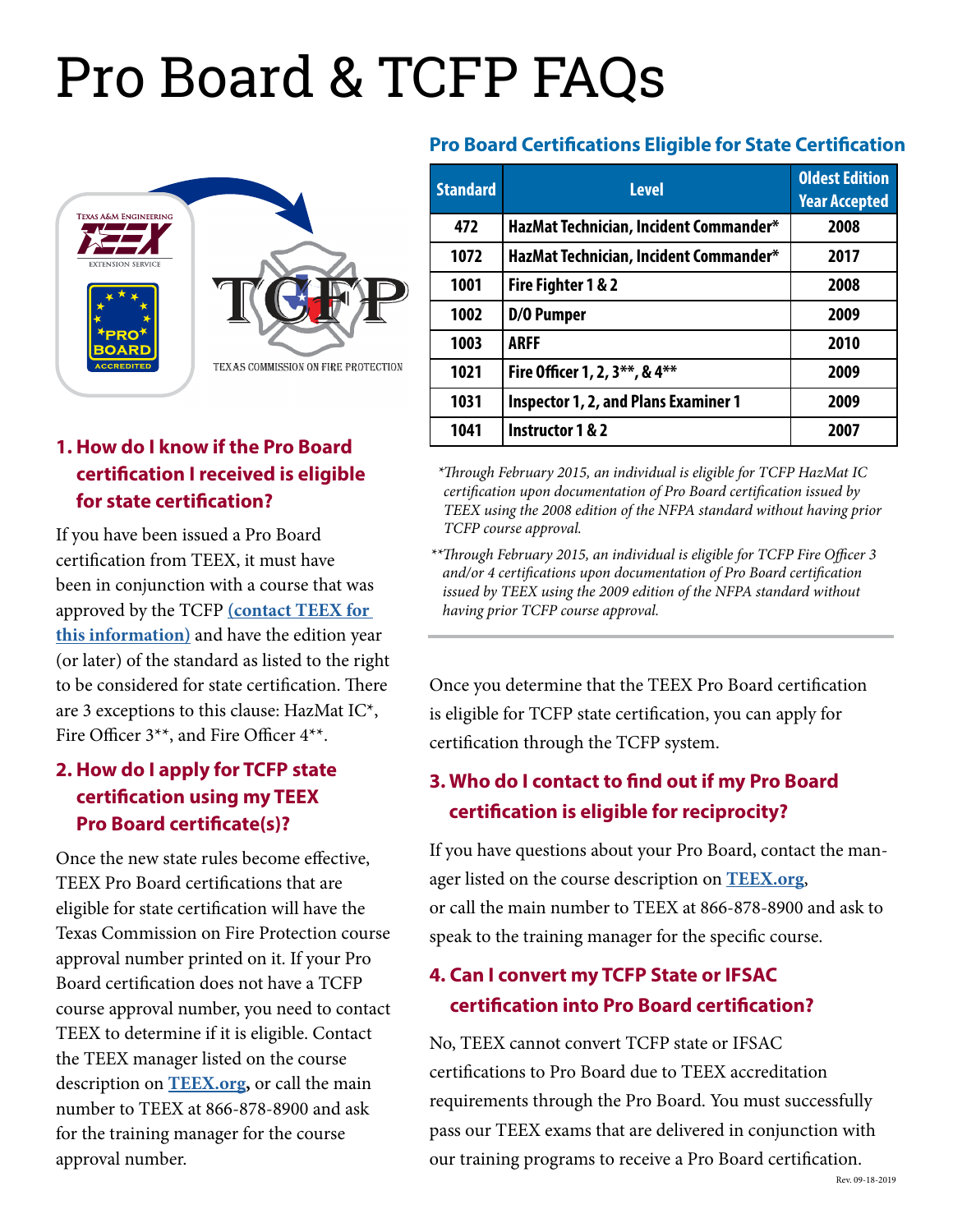# Pro Board & TCFP FAQs

## 1. How do I know if the Pro Board certification I received is eligible for state certification?

If you have been issued a Pro Board certification from TEEX, it must have been in conjunction with a course that was approved by the TCFP **(contact TEEX for this information)** and have the edition year (or later) of the standard as listed to the right to be considered for state certification. There are 3 exceptions to this clause: HazMat IC*, Fire Officer 3**, and Fire Officer 4**.

### Pro Board Certifications Eligible for State Certification

| Standard | Level | Oldest Edition Year Accepted |
|---|---|---|
| 472 | HazMat Technician, Incident Commander* | 2008 |
| 1072 | HazMat Technician, Incident Commander* | 2017 |
| 1001 | Fire Fighter 1 & 2 | 2008 |
| 1002 | D/O Pumper | 2009 |
| 1003 | ARFF | 2010 |
| 1021 | Fire Officer 1, 2, 3**, & 4** | 2009 |
| 1031 | Inspector 1, 2, and Plans Examiner 1 | 2009 |
| 1041 | Instructor 1 & 2 | 2007 |

*\*Through February 2015, an individual is eligible for TCFP HazMat IC certification upon documentation of Pro Board certification issued by TEEX using the 2008 edition of the NFPA standard without having prior TCFP course approval.*

*\*\*Through February 2015, an individual is eligible for TCFP Fire Officer 3 and/or 4 certifications upon documentation of Pro Board certification issued by TEEX using the 2009 edition of the NFPA standard without having prior TCFP course approval.*

Once you determine that the TEEX Pro Board certification is eligible for TCFP state certification, you can apply for certification through the TCFP system.

## 2. How do I apply for TCFP state certification using my TEEX Pro Board certificate(s)?

Once the new state rules become effective, TEEX Pro Board certifications that are eligible for state certification will have the Texas Commission on Fire Protection course approval number printed on it. If your Pro Board certification does not have a TCFP course approval number, you need to contact TEEX to determine if it is eligible. Contact the TEEX manager listed on the course description on **TEEX.org**, or call the main number to TEEX at 866-878-8900 and ask for the training manager for the course approval number.

## 3. Who do I contact to find out if my Pro Board certification is eligible for reciprocity?

If you have questions about your Pro Board, contact the manager listed on the course description on **TEEX.org**, or call the main number to TEEX at 866-878-8900 and ask to speak to the training manager for the specific course.

## 4. Can I convert my TCFP State or IFSAC certification into Pro Board certification?

No, TEEX cannot convert TCFP state or IFSAC certifications to Pro Board due to TEEX accreditation requirements through the Pro Board. You must successfully pass our TEEX exams that are delivered in conjunction with our training programs to receive a Pro Board certification.

Rev. 09-18-2019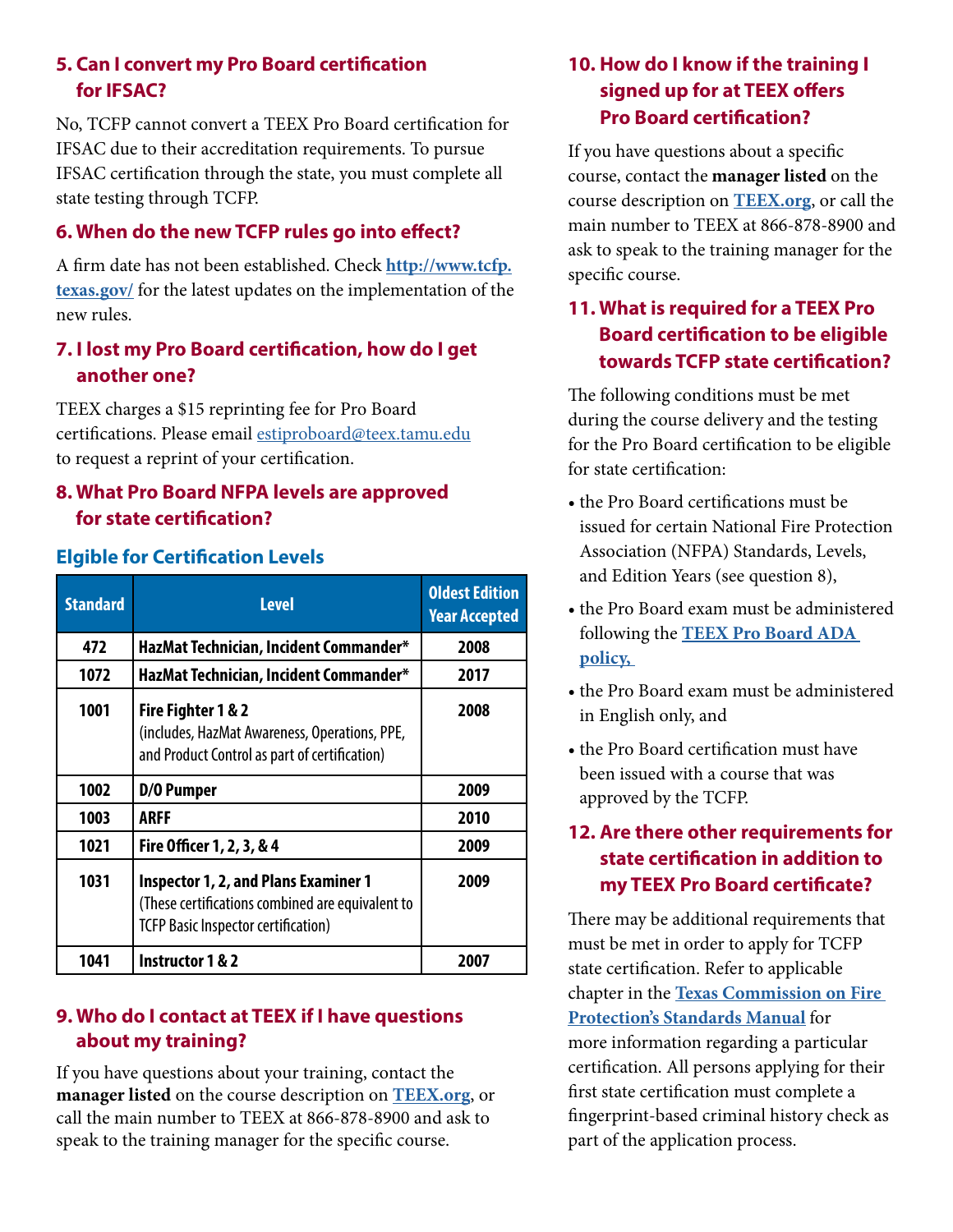### 5. Can I convert my Pro Board certification for IFSAC?

No, TCFP cannot convert a TEEX Pro Board certification for IFSAC due to their accreditation requirements. To pursue IFSAC certification through the state, you must complete all state testing through TCFP.

### 6. When do the new TCFP rules go into effect?

A firm date has not been established. Check **http://www.tcfp.texas.gov/** for the latest updates on the implementation of the new rules.

### 7. I lost my Pro Board certification, how do I get another one?

TEEX charges a $15 reprinting fee for Pro Board certifications. Please email estiproboard@teex.tamu.edu to request a reprint of your certification.

### 8. What Pro Board NFPA levels are approved for state certification?

#### Elgible for Certification Levels

| Standard | Level | Oldest Edition Year Accepted |
|---|---|---|
| 472 | HazMat Technician, Incident Commander* | 2008 |
| 1072 | HazMat Technician, Incident Commander* | 2017 |
| 1001 | Fire Fighter 1 & 2 (includes, HazMat Awareness, Operations, PPE, and Product Control as part of certification) | 2008 |
| 1002 | D/O Pumper | 2009 |
| 1003 | ARFF | 2010 |
| 1021 | Fire Officer 1, 2, 3, & 4 | 2009 |
| 1031 | Inspector 1, 2, and Plans Examiner 1 (These certifications combined are equivalent to TCFP Basic Inspector certification) | 2009 |
| 1041 | Instructor 1 & 2 | 2007 |

### 9. Who do I contact at TEEX if I have questions about my training?

If you have questions about your training, contact the **manager listed** on the course description on **TEEX.org**, or call the main number to TEEX at 866-878-8900 and ask to speak to the training manager for the specific course.

### 10. How do I know if the training I signed up for at TEEX offers Pro Board certification?

If you have questions about a specific course, contact the **manager listed** on the course description on **TEEX.org**, or call the main number to TEEX at 866-878-8900 and ask to speak to the training manager for the specific course.

### 11. What is required for a TEEX Pro Board certification to be eligible towards TCFP state certification?

The following conditions must be met during the course delivery and the testing for the Pro Board certification to be eligible for state certification:

- the Pro Board certifications must be issued for certain National Fire Protection Association (NFPA) Standards, Levels, and Edition Years (see question 8),
- the Pro Board exam must be administered following the **TEEX Pro Board ADA policy,**
- the Pro Board exam must be administered in English only, and
- the Pro Board certification must have been issued with a course that was approved by the TCFP.

### 12. Are there other requirements for state certification in addition to my TEEX Pro Board certificate?

There may be additional requirements that must be met in order to apply for TCFP state certification. Refer to applicable chapter in the **Texas Commission on Fire Protection's Standards Manual** for more information regarding a particular certification. All persons applying for their first state certification must complete a fingerprint-based criminal history check as part of the application process.